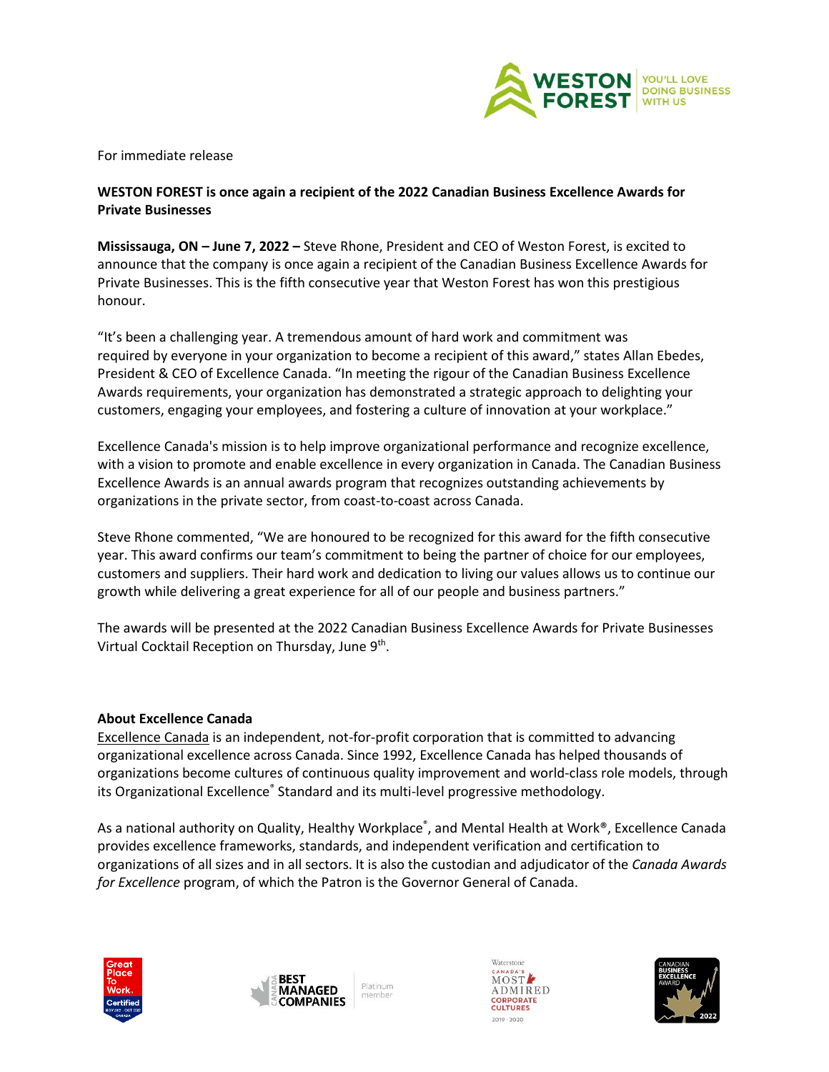For immediate release

**WESTON FOREST is once again a recipient of the 2022 Canadian Business Excellence Awards for Private Businesses**

**Mississauga, ON – June 7, 2022 –** Steve Rhone, President and CEO of Weston Forest, is excited to announce that the company is once again a recipient of the Canadian Business Excellence Awards for Private Businesses. This is the fifth consecutive year that Weston Forest has won this prestigious honour.

"It's been a challenging year. A tremendous amount of hard work and commitment was required by everyone in your organization to become a recipient of this award," states Allan Ebedes, President & CEO of Excellence Canada. "In meeting the rigour of the Canadian Business Excellence Awards requirements, your organization has demonstrated a strategic approach to delighting your customers, engaging your employees, and fostering a culture of innovation at your workplace."

Excellence Canada's mission is to help improve organizational performance and recognize excellence, with a vision to promote and enable excellence in every organization in Canada. The Canadian Business Excellence Awards is an annual awards program that recognizes outstanding achievements by organizations in the private sector, from coast-to-coast across Canada.

Steve Rhone commented, "We are honoured to be recognized for this award for the fifth consecutive year. This award confirms our team's commitment to being the partner of choice for our employees, customers and suppliers. Their hard work and dedication to living our values allows us to continue our growth while delivering a great experience for all of our people and business partners."

The awards will be presented at the 2022 Canadian Business Excellence Awards for Private Businesses Virtual Cocktail Reception on Thursday, June 9th.

**About Excellence Canada**

Excellence Canada is an independent, not-for-profit corporation that is committed to advancing organizational excellence across Canada. Since 1992, Excellence Canada has helped thousands of organizations become cultures of continuous quality improvement and world-class role models, through its Organizational Excellence® Standard and its multi-level progressive methodology.

As a national authority on Quality, Healthy Workplace®, and Mental Health at Work®, Excellence Canada provides excellence frameworks, standards, and independent verification and certification to organizations of all sizes and in all sectors. It is also the custodian and adjudicator of the *Canada Awards for Excellence* program, of which the Patron is the Governor General of Canada.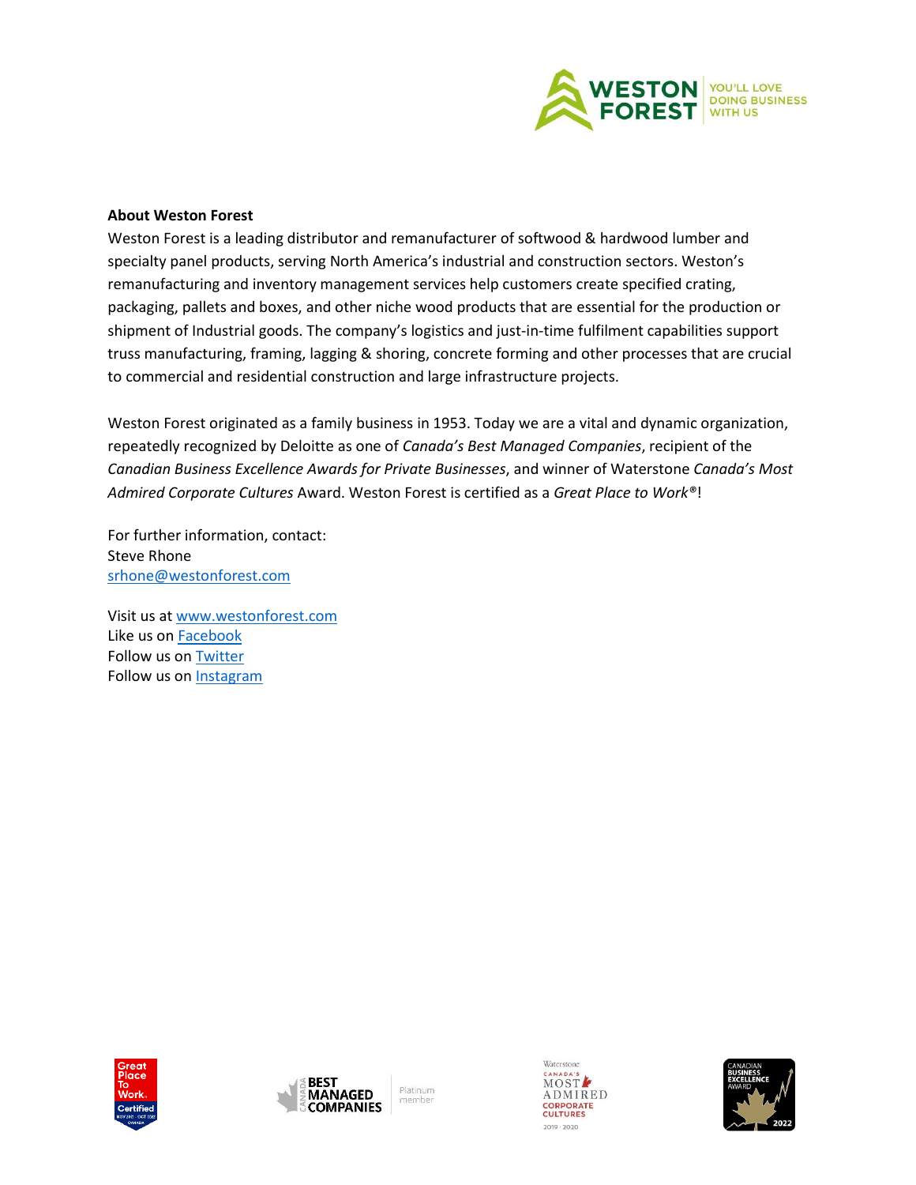**About Weston Forest**

Weston Forest is a leading distributor and remanufacturer of softwood & hardwood lumber and specialty panel products, serving North America's industrial and construction sectors. Weston's remanufacturing and inventory management services help customers create specified crating, packaging, pallets and boxes, and other niche wood products that are essential for the production or shipment of Industrial goods. The company's logistics and just-in-time fulfilment capabilities support truss manufacturing, framing, lagging & shoring, concrete forming and other processes that are crucial to commercial and residential construction and large infrastructure projects.

Weston Forest originated as a family business in 1953. Today we are a vital and dynamic organization, repeatedly recognized by Deloitte as one of *Canada's Best Managed Companies*, recipient of the *Canadian Business Excellence Awards for Private Businesses*, and winner of Waterstone *Canada's Most Admired Corporate Cultures* Award. Weston Forest is certified as a *Great Place to Work®*!

For further information, contact:
Steve Rhone
srhone@westonforest.com

Visit us at www.westonforest.com
Like us on Facebook
Follow us on Twitter
Follow us on Instagram